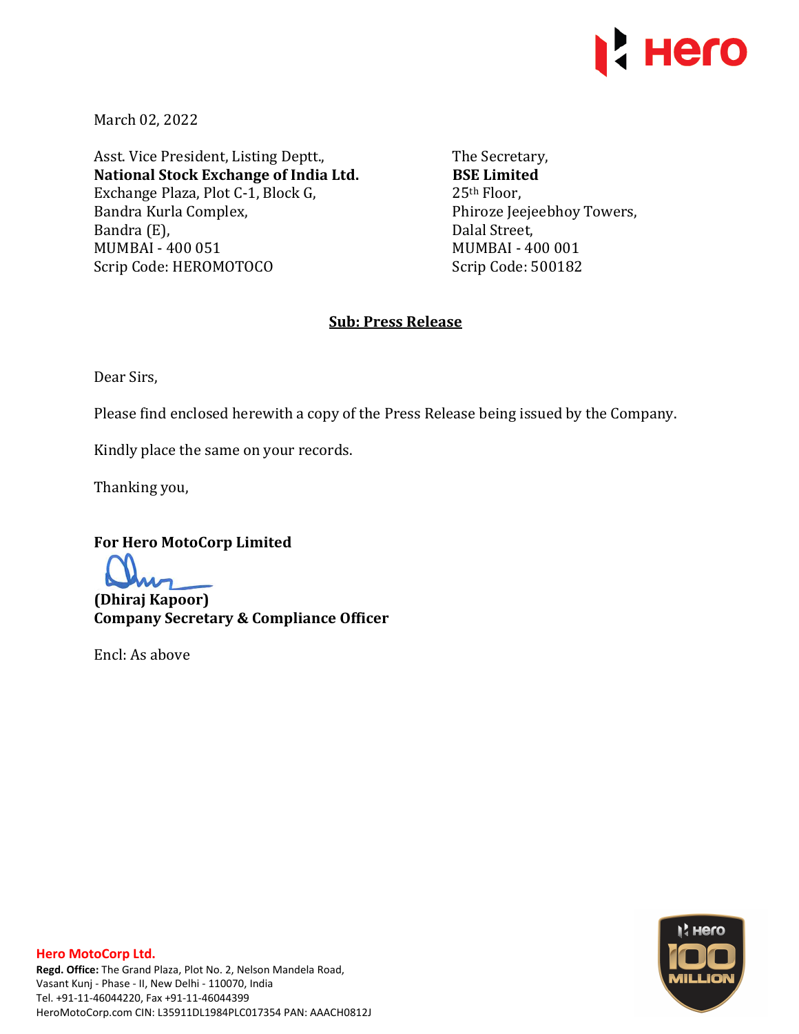March 02, 2022

Asst. Vice President, Listing Deptt.,
**National Stock Exchange of India Ltd.**
Exchange Plaza, Plot C-1, Block G,
Bandra Kurla Complex,
Bandra (E),
MUMBAI - 400 051
Scrip Code: HEROMOTOCO

The Secretary,
**BSE Limited**
25th Floor,
Phiroze Jeejeebhoy Towers,
Dalal Street,
MUMBAI - 400 001
Scrip Code: 500182

**Sub: Press Release**

Dear Sirs,

Please find enclosed herewith a copy of the Press Release being issued by the Company.

Kindly place the same on your records.

Thanking you,

**For Hero MotoCorp Limited**

**(Dhiraj Kapoor)**
**Company Secretary & Compliance Officer**

Encl: As above

**Hero MotoCorp Ltd.**
**Regd. Office:** The Grand Plaza, Plot No. 2, Nelson Mandela Road,
Vasant Kunj - Phase - II, New Delhi - 110070, India
Tel. +91-11-46044220, Fax +91-11-46044399
HeroMotoCorp.com CIN: L35911DL1984PLC017354 PAN: AAACH0812J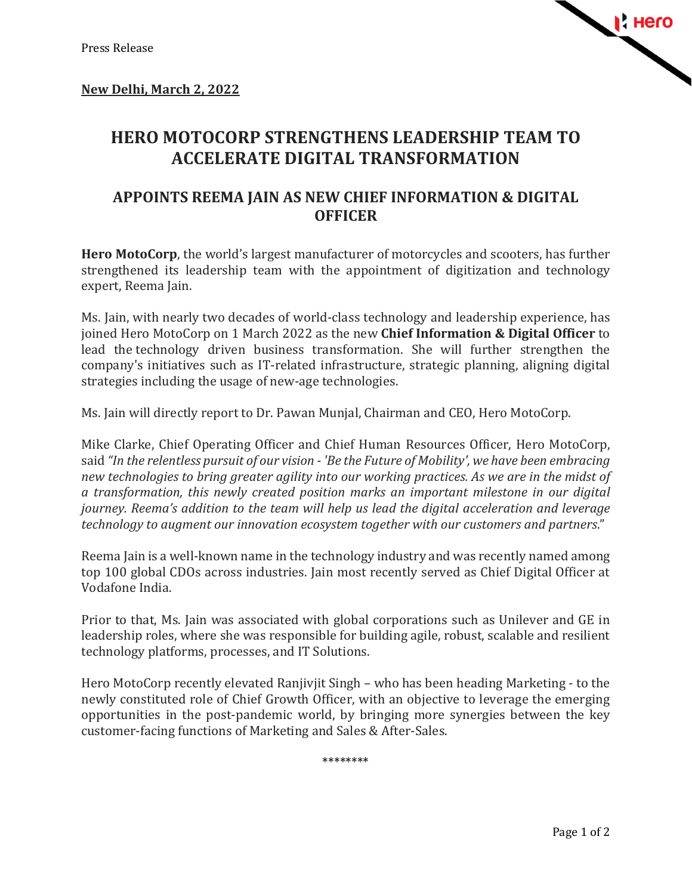Press Release

**New Delhi, March 2, 2022**

# HERO MOTOCORP STRENGTHENS LEADERSHIP TEAM TO ACCELERATE DIGITAL TRANSFORMATION

## APPOINTS REEMA JAIN AS NEW CHIEF INFORMATION & DIGITAL OFFICER

**Hero MotoCorp**, the world's largest manufacturer of motorcycles and scooters, has further strengthened its leadership team with the appointment of digitization and technology expert, Reema Jain.

Ms. Jain, with nearly two decades of world-class technology and leadership experience, has joined Hero MotoCorp on 1 March 2022 as the new **Chief Information & Digital Officer** to lead the technology driven business transformation. She will further strengthen the company's initiatives such as IT-related infrastructure, strategic planning, aligning digital strategies including the usage of new-age technologies.

Ms. Jain will directly report to Dr. Pawan Munjal, Chairman and CEO, Hero MotoCorp.

Mike Clarke, Chief Operating Officer and Chief Human Resources Officer, Hero MotoCorp, said *"In the relentless pursuit of our vision - 'Be the Future of Mobility', we have been embracing new technologies to bring greater agility into our working practices. As we are in the midst of a transformation, this newly created position marks an important milestone in our digital journey. Reema's addition to the team will help us lead the digital acceleration and leverage technology to augment our innovation ecosystem together with our customers and partners*."

Reema Jain is a well-known name in the technology industry and was recently named among top 100 global CDOs across industries. Jain most recently served as Chief Digital Officer at Vodafone India.

Prior to that, Ms. Jain was associated with global corporations such as Unilever and GE in leadership roles, where she was responsible for building agile, robust, scalable and resilient technology platforms, processes, and IT Solutions.

Hero MotoCorp recently elevated Ranjivjit Singh – who has been heading Marketing - to the newly constituted role of Chief Growth Officer, with an objective to leverage the emerging opportunities in the post-pandemic world, by bringing more synergies between the key customer-facing functions of Marketing and Sales & After-Sales.

********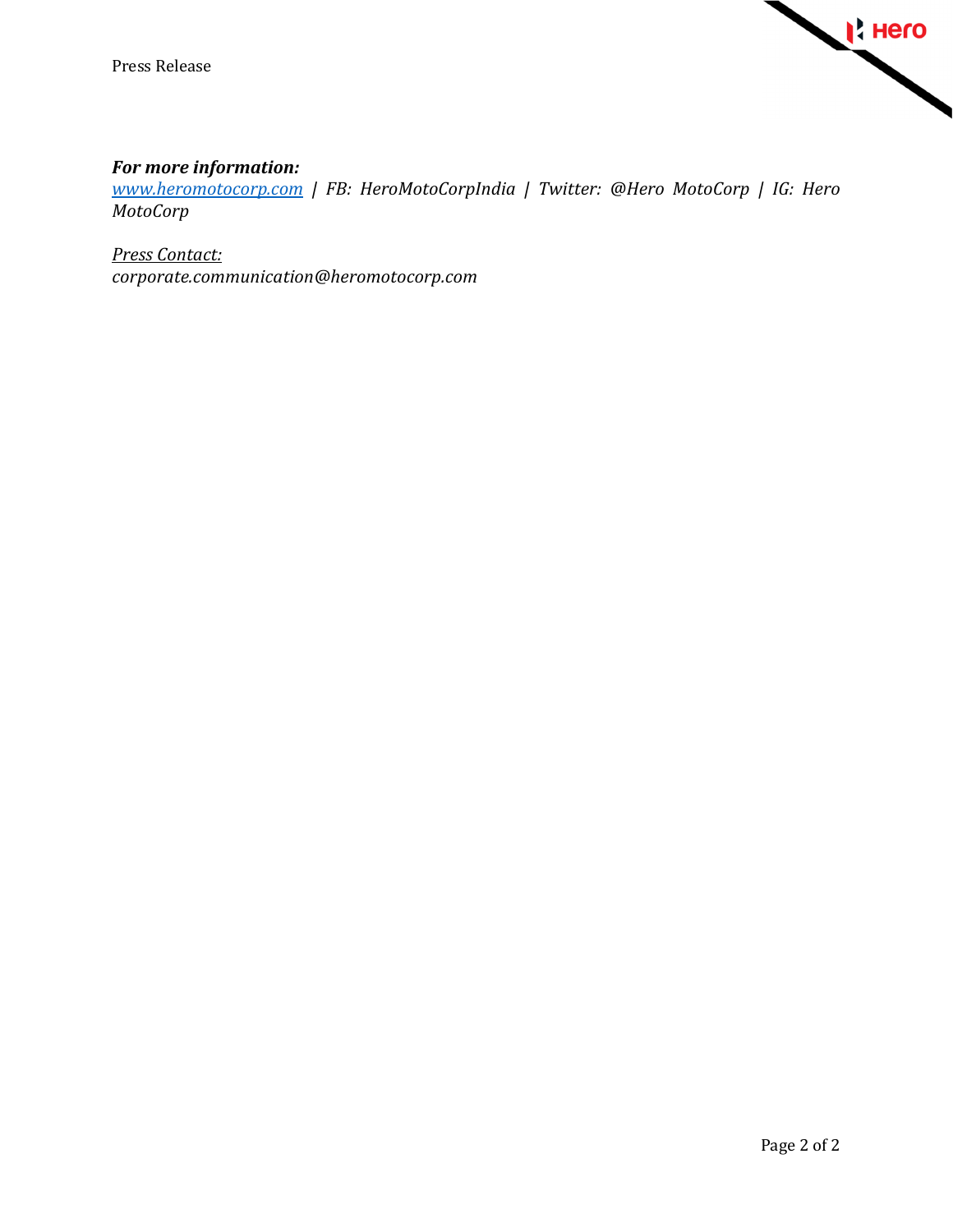***For more information:***

*[www.heromotocorp.com](http://www.heromotocorp.com) | FB: HeroMotoCorpIndia | Twitter: @Hero MotoCorp | IG: Hero MotoCorp*

*<u>Press Contact:</u>*

*corporate.communication@heromotocorp.com*